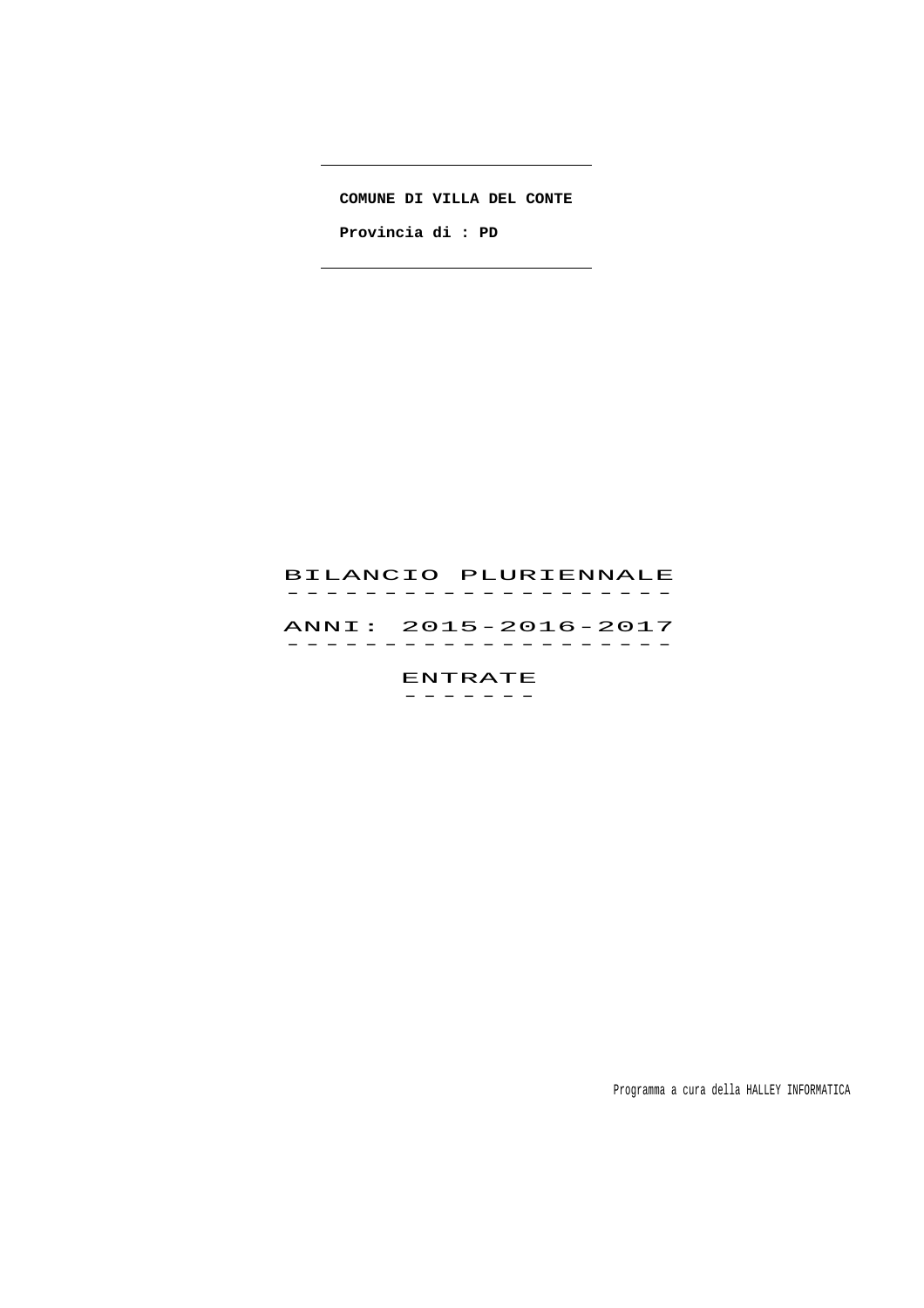**COMUNE DI VILLA DEL CONTE**

**Provincia di : PD**

# BILANCIO PLURIENNALE

## ANNI: 2015-2016-2017

## ENTRATE

Programma a cura della HALLEY INFORMATICA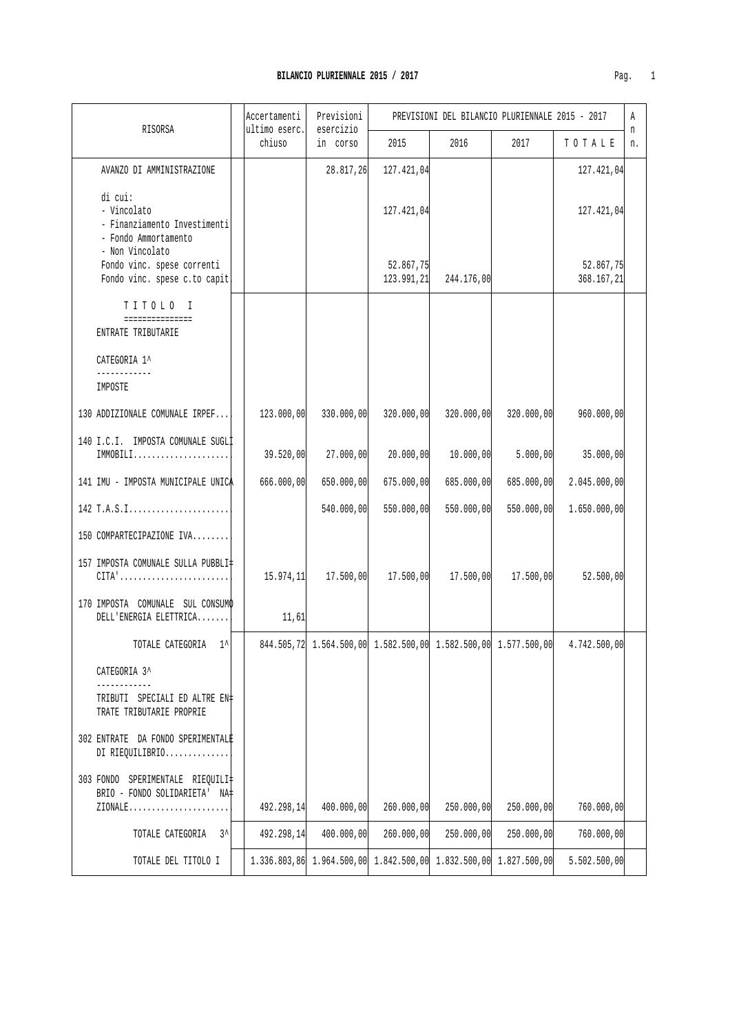# BILANCIO PLURIENNALE 2015 / 2017

| RISORSA | Accertamenti ultimo eserc. chiuso | Previsioni esercizio in corso | PREVISIONI DEL BILANCIO PLURIENNALE 2015 - 2017 | | | | Ann. |
|---|---|---|---|---|---|---|---|
| | | | 2015 | 2016 | 2017 | T O T A L E | |
| AVANZO DI AMMINISTRAZIONE | | 28.817,26 | 127.421,04 | | | 127.421,04 | |
| di cui: | | | | | | | |
| - Vincolato | | | 127.421,04 | | | 127.421,04 | |
| - Finanziamento Investimenti | | | | | | | |
| - Fondo Ammortamento | | | | | | | |
| - Non Vincolato | | | | | | | |
| Fondo vinc. spese correnti | | | 52.867,75 | | | 52.867,75 | |
| Fondo vinc. spese c.to capit. | | | 123.991,21 | 244.176,00 | | 368.167,21 | |
| T I T O L O I | | | | | | | |
| ENTRATE TRIBUTARIE | | | | | | | |
| CATEGORIA 1^ | | | | | | | |
| IMPOSTE | | | | | | | |
| 130 ADDIZIONALE COMUNALE IRPEF... | 123.000,00 | 330.000,00 | 320.000,00 | 320.000,00 | 320.000,00 | 960.000,00 | |
| 140 I.C.I. IMPOSTA COMUNALE SUGLI IMMOBILI..................... | 39.520,00 | 27.000,00 | 20.000,00 | 10.000,00 | 5.000,00 | 35.000,00 | |
| 141 IMU - IMPOSTA MUNICIPALE UNICA | 666.000,00 | 650.000,00 | 675.000,00 | 685.000,00 | 685.000,00 | 2.045.000,00 | |
| 142 T.A.S.I...................... | | 540.000,00 | 550.000,00 | 550.000,00 | 550.000,00 | 1.650.000,00 | |
| 150 COMPARTECIPAZIONE IVA........ | | | | | | | |
| 157 IMPOSTA COMUNALE SULLA PUBBLICITA'........................ | 15.974,11 | 17.500,00 | 17.500,00 | 17.500,00 | 17.500,00 | 52.500,00 | |
| 170 IMPOSTA COMUNALE SUL CONSUMO DELL'ENERGIA ELETTRICA....... | 11,61 | | | | | | |
| TOTALE CATEGORIA 1^ | 844.505,72 | 1.564.500,00 | 1.582.500,00 | 1.582.500,00 | 1.577.500,00 | 4.742.500,00 | |
| CATEGORIA 3^ | | | | | | | |
| TRIBUTI SPECIALI ED ALTRE ENTRATE TRIBUTARIE PROPRIE | | | | | | | |
| 302 ENTRATE DA FONDO SPERIMENTALE DI RIEQUILIBRIO.............. | | | | | | | |
| 303 FONDO SPERIMENTALE RIEQUILIBRIO - FONDO SOLIDARIETA' NAZIONALE...................... | 492.298,14 | 400.000,00 | 260.000,00 | 250.000,00 | 250.000,00 | 760.000,00 | |
| TOTALE CATEGORIA 3^ | 492.298,14 | 400.000,00 | 260.000,00 | 250.000,00 | 250.000,00 | 760.000,00 | |
| TOTALE DEL TITOLO I | 1.336.803,86 | 1.964.500,00 | 1.842.500,00 | 1.832.500,00 | 1.827.500,00 | 5.502.500,00 | |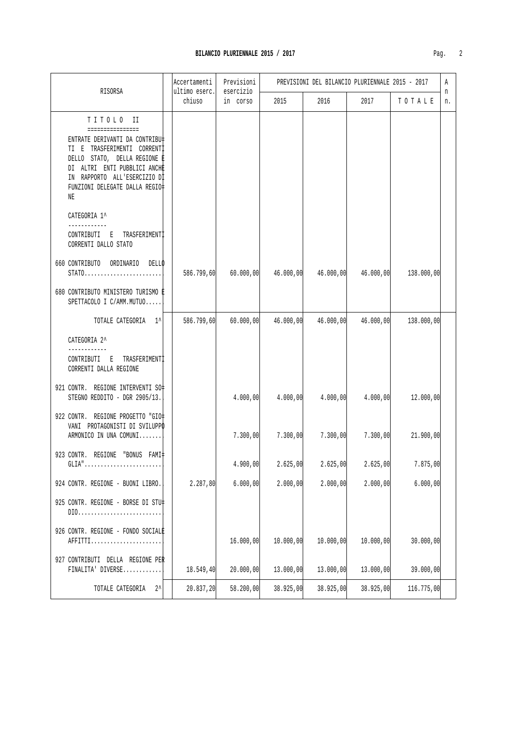# BILANCIO PLURIENNALE 2015 / 2017

| RISORSA | Accertamenti ultimo eserc. chiuso | Previsioni esercizio in corso | PREVISIONI DEL BILANCIO PLURIENNALE 2015 - 2017 | | | | An n. |
|---|---|---|---|---|---|---|---|
| | | | 2015 | 2016 | 2017 | T O T A L E | |
| **T I T O L O II** | | | | | | | |
| ENTRATE DERIVANTI DA CONTRIBUTI E TRASFERIMENTI CORRENTI DELLO STATO, DELLA REGIONE E DI ALTRI ENTI PUBBLICI ANCHE IN RAPPORTO ALL'ESERCIZIO DI FUNZIONI DELEGATE DALLA REGIONE | | | | | | | |
| CATEGORIA 1^ | | | | | | | |
| CONTRIBUTI E TRASFERIMENTI CORRENTI DALLO STATO | | | | | | | |
| 660 CONTRIBUTO ORDINARIO DELLO STATO........................ | 586.799,60 | 60.000,00 | 46.000,00 | 46.000,00 | 46.000,00 | 138.000,00 | |
| 680 CONTRIBUTO MINISTERO TURISMO E SPETTACOLO I C/AMM.MUTUO..... | | | | | | | |
| TOTALE CATEGORIA 1^ | 586.799,60 | 60.000,00 | 46.000,00 | 46.000,00 | 46.000,00 | 138.000,00 | |
| CATEGORIA 2^ | | | | | | | |
| CONTRIBUTI E TRASFERIMENTI CORRENTI DALLA REGIONE | | | | | | | |
| 921 CONTR. REGIONE INTERVENTI SOSTEGNO REDDITO - DGR 2905/13. | | 4.000,00 | 4.000,00 | 4.000,00 | 4.000,00 | 12.000,00 | |
| 922 CONTR. REGIONE PROGETTO "GIOVANI PROTAGONISTI DI SVILUPPO ARMONICO IN UNA COMUNI....... | | 7.300,00 | 7.300,00 | 7.300,00 | 7.300,00 | 21.900,00 | |
| 923 CONTR. REGIONE "BONUS FAMIGLIA"........................ | | 4.900,00 | 2.625,00 | 2.625,00 | 2.625,00 | 7.875,00 | |
| 924 CONTR. REGIONE - BUONI LIBRO. | 2.287,80 | 6.000,00 | 2.000,00 | 2.000,00 | 2.000,00 | 6.000,00 | |
| 925 CONTR. REGIONE - BORSE DI STUDIO.......................... | | | | | | | |
| 926 CONTR. REGIONE - FONDO SOCIALE AFFITTI...................... | | 16.000,00 | 10.000,00 | 10.000,00 | 10.000,00 | 30.000,00 | |
| 927 CONTRIBUTI DELLA REGIONE PER FINALITA' DIVERSE............ | 18.549,40 | 20.000,00 | 13.000,00 | 13.000,00 | 13.000,00 | 39.000,00 | |
| TOTALE CATEGORIA 2^ | 20.837,20 | 58.200,00 | 38.925,00 | 38.925,00 | 38.925,00 | 116.775,00 | |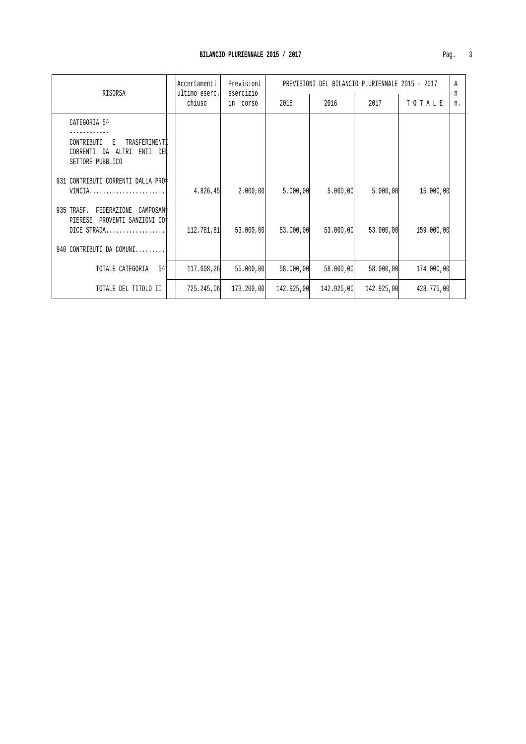## BILANCIO PLURIENNALE 2015 / 2017

| RISORSA | Accertamenti ultimo eserc. chiuso | Previsioni esercizio in corso | PREVISIONI DEL BILANCIO PLURIENNALE 2015 - 2017 | | | | A n n. |
|---|---|---|---|---|---|---|---|
| | | | 2015 | 2016 | 2017 | T O T A L E | |
| CATEGORIA 5^<br>------------<br>CONTRIBUTI E TRASFERIMENTI CORRENTI DA ALTRI ENTI DEL SETTORE PUBBLICO | | | | | | | |
| 931 CONTRIBUTI CORRENTI DALLA PROVINCIA........................ | 4.826,45 | 2.000,00 | 5.000,00 | 5.000,00 | 5.000,00 | 15.000,00 | |
| 935 TRASF. FEDERAZIONE CAMPOSAMPIERESE PROVENTI SANZIONI CODICE STRADA.................. | 112.781,81 | 53.000,00 | 53.000,00 | 53.000,00 | 53.000,00 | 159.000,00 | |
| 940 CONTRIBUTI DA COMUNI......... | | | | | | | |
| TOTALE CATEGORIA 5^ | 117.608,26 | 55.000,00 | 58.000,00 | 58.000,00 | 58.000,00 | 174.000,00 | |
| TOTALE DEL TITOLO II | 725.245,06 | 173.200,00 | 142.925,00 | 142.925,00 | 142.925,00 | 428.775,00 | |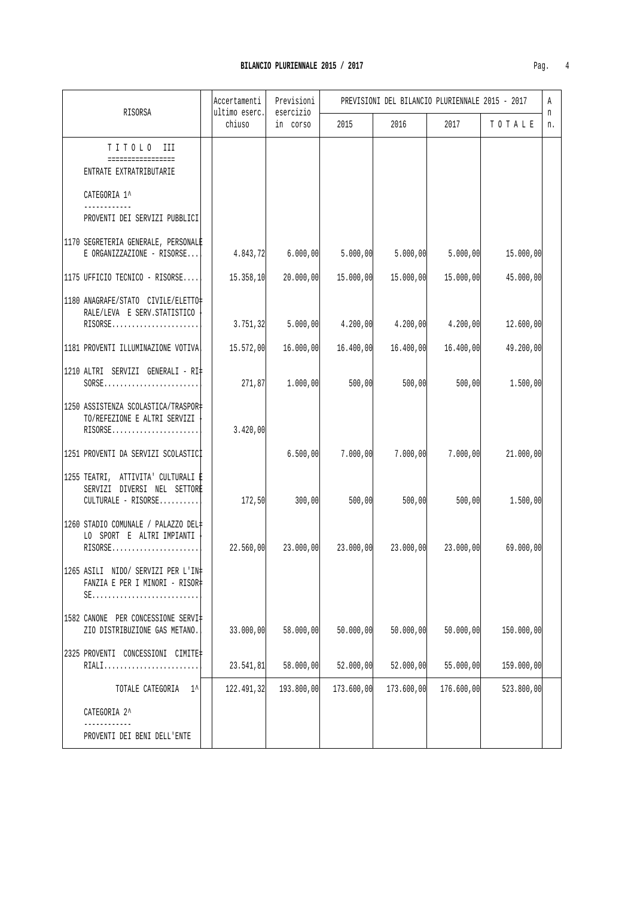## BILANCIO PLURIENNALE 2015 / 2017

| RISORSA | Accertamenti ultimo eserc. chiuso | Previsioni esercizio in corso | PREVISIONI DEL BILANCIO PLURIENNALE 2015 - 2017 | | | | An n. |
|---|---|---|---|---|---|---|---|
| | | | 2015 | 2016 | 2017 | T O T A L E | |
| **T I T O L O III** ENTRATE EXTRATRIBUTARIE | | | | | | | |
| CATEGORIA 1^ PROVENTI DEI SERVIZI PUBBLICI | | | | | | | |
| 1170 SEGRETERIA GENERALE, PERSONALE E ORGANIZZAZIONE - RISORSE... | 4.843,72 | 6.000,00 | 5.000,00 | 5.000,00 | 5.000,00 | 15.000,00 | |
| 1175 UFFICIO TECNICO - RISORSE.... | 15.358,10 | 20.000,00 | 15.000,00 | 15.000,00 | 15.000,00 | 45.000,00 | |
| 1180 ANAGRAFE/STATO CIVILE/ELETTORALE/LEVA E SERV.STATISTICO - RISORSE...................... | 3.751,32 | 5.000,00 | 4.200,00 | 4.200,00 | 4.200,00 | 12.600,00 | |
| 1181 PROVENTI ILLUMINAZIONE VOTIVA | 15.572,00 | 16.000,00 | 16.400,00 | 16.400,00 | 16.400,00 | 49.200,00 | |
| 1210 ALTRI SERVIZI GENERALI - RISORSE........................ | 271,87 | 1.000,00 | 500,00 | 500,00 | 500,00 | 1.500,00 | |
| 1250 ASSISTENZA SCOLASTICA/TRASPORTO/REFEZIONE E ALTRI SERVIZI - RISORSE...................... | 3.420,00 | | | | | | |
| 1251 PROVENTI DA SERVIZI SCOLASTICI | | 6.500,00 | 7.000,00 | 7.000,00 | 7.000,00 | 21.000,00 | |
| 1255 TEATRI, ATTIVITA' CULTURALI E SERVIZI DIVERSI NEL SETTORE CULTURALE - RISORSE.......... | 172,50 | 300,00 | 500,00 | 500,00 | 500,00 | 1.500,00 | |
| 1260 STADIO COMUNALE / PALAZZO DELLO SPORT E ALTRI IMPIANTI - RISORSE...................... | 22.560,00 | 23.000,00 | 23.000,00 | 23.000,00 | 23.000,00 | 69.000,00 | |
| 1265 ASILI NIDO/ SERVIZI PER L'INFANZIA E PER I MINORI - RISORSE........................... | | | | | | | |
| 1582 CANONE PER CONCESSIONE SERVIZIO DISTRIBUZIONE GAS METANO. | 33.000,00 | 58.000,00 | 50.000,00 | 50.000,00 | 50.000,00 | 150.000,00 | |
| 2325 PROVENTI CONCESSIONI CIMITERIALI........................ | 23.541,81 | 58.000,00 | 52.000,00 | 52.000,00 | 55.000,00 | 159.000,00 | |
| TOTALE CATEGORIA 1^ | 122.491,32 | 193.800,00 | 173.600,00 | 173.600,00 | 176.600,00 | 523.800,00 | |
| CATEGORIA 2^ PROVENTI DEI BENI DELL'ENTE | | | | | | | |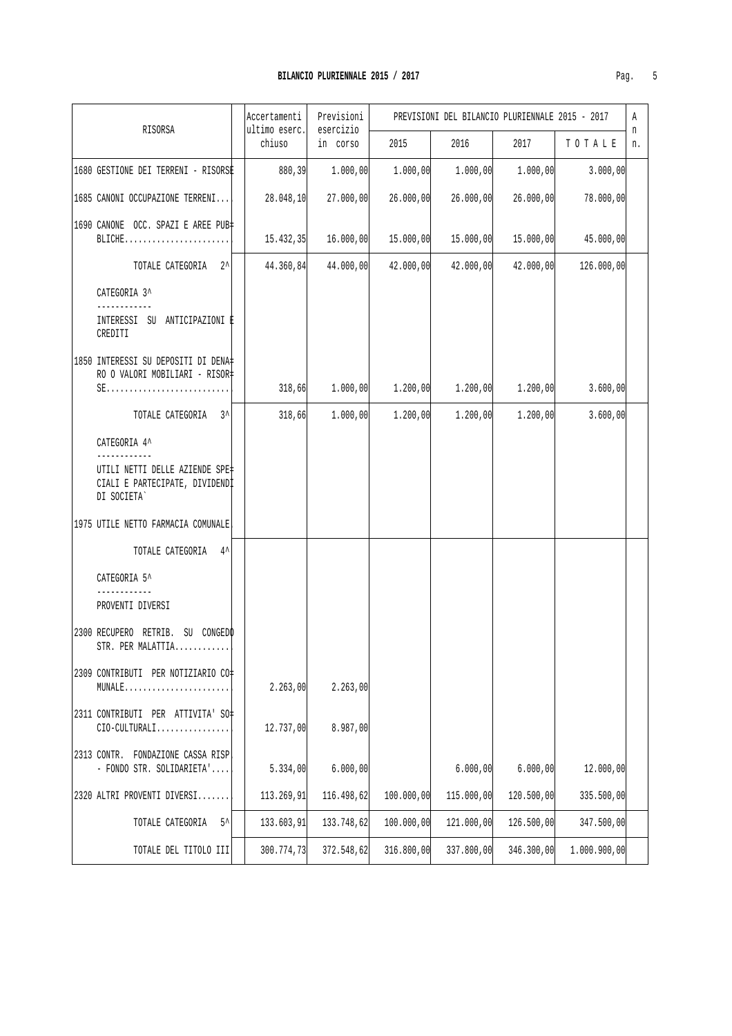| RISORSA | Accertamenti ultimo eserc. chiuso | Previsioni esercizio in corso | PREVISIONI DEL BILANCIO PLURIENNALE 2015 - 2017 | | | | A n n. |
|---|---|---|---|---|---|---|---|
| | | | 2015 | 2016 | 2017 | T O T A L E | |
| 1680 GESTIONE DEI TERRENI - RISORSE | 880,39 | 1.000,00 | 1.000,00 | 1.000,00 | 1.000,00 | 3.000,00 | |
| 1685 CANONI OCCUPAZIONE TERRENI.... | 28.048,10 | 27.000,00 | 26.000,00 | 26.000,00 | 26.000,00 | 78.000,00 | |
| 1690 CANONE OCC. SPAZI E AREE PUBBLICHE........................ | 15.432,35 | 16.000,00 | 15.000,00 | 15.000,00 | 15.000,00 | 45.000,00 | |
| TOTALE CATEGORIA 2^ | 44.360,84 | 44.000,00 | 42.000,00 | 42.000,00 | 42.000,00 | 126.000,00 | |
| CATEGORIA 3^ ------------ INTERESSI SU ANTICIPAZIONI E CREDITI | | | | | | | |
| 1850 INTERESSI SU DEPOSITI DI DENARO O VALORI MOBILIARI - RISORSE........................... | 318,66 | 1.000,00 | 1.200,00 | 1.200,00 | 1.200,00 | 3.600,00 | |
| TOTALE CATEGORIA 3^ | 318,66 | 1.000,00 | 1.200,00 | 1.200,00 | 1.200,00 | 3.600,00 | |
| CATEGORIA 4^ ------------ UTILI NETTI DELLE AZIENDE SPECIALI E PARTECIPATE, DIVIDENDI DI SOCIETA` | | | | | | | |
| 1975 UTILE NETTO FARMACIA COMUNALE. | | | | | | | |
| TOTALE CATEGORIA 4^ | | | | | | | |
| CATEGORIA 5^ ------------ PROVENTI DIVERSI | | | | | | | |
| 2300 RECUPERO RETRIB. SU CONGEDO STR. PER MALATTIA............ | | | | | | | |
| 2309 CONTRIBUTI PER NOTIZIARIO COMUNALE....................... | 2.263,00 | 2.263,00 | | | | | |
| 2311 CONTRIBUTI PER ATTIVITA' SOCIO-CULTURALI................ | 12.737,00 | 8.987,00 | | | | | |
| 2313 CONTR. FONDAZIONE CASSA RISP. - FONDO STR. SOLIDARIETA'.... | 5.334,00 | 6.000,00 | | 6.000,00 | 6.000,00 | 12.000,00 | |
| 2320 ALTRI PROVENTI DIVERSI....... | 113.269,91 | 116.498,62 | 100.000,00 | 115.000,00 | 120.500,00 | 335.500,00 | |
| TOTALE CATEGORIA 5^ | 133.603,91 | 133.748,62 | 100.000,00 | 121.000,00 | 126.500,00 | 347.500,00 | |
| TOTALE DEL TITOLO III | 300.774,73 | 372.548,62 | 316.800,00 | 337.800,00 | 346.300,00 | 1.000.900,00 | |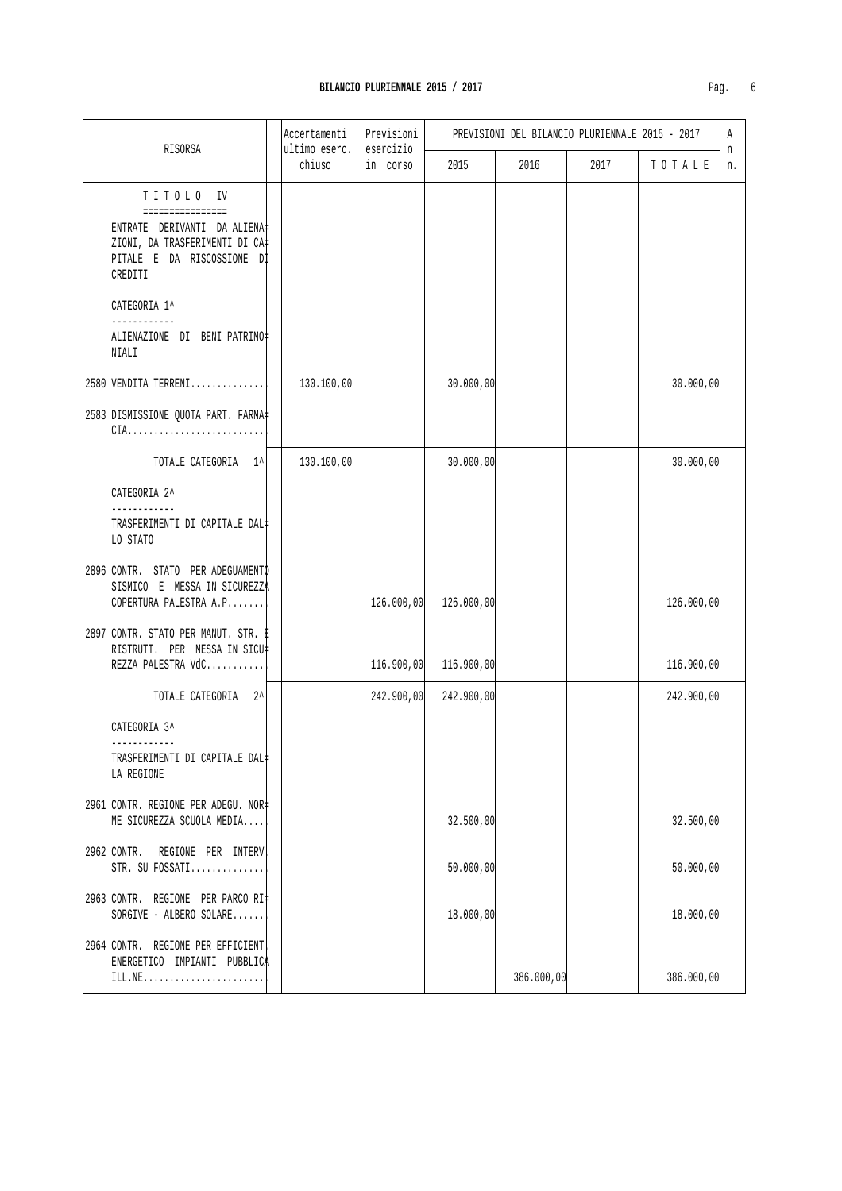## BILANCIO PLURIENNALE 2015 / 2017

| RISORSA | Accertamenti ultimo eserc. chiuso | Previsioni esercizio in corso | PREVISIONI DEL BILANCIO PLURIENNALE 2015 - 2017 | | | | An n. |
|---|---|---|---|---|---|---|---|
| | | | 2015 | 2016 | 2017 | T O T A L E | |
| T I T O L O IV<br>================<br>ENTRATE DERIVANTI DA ALIENAZIONI, DA TRASFERIMENTI DI CAPITALE E DA RISCOSSIONE DI CREDITI | | | | | | | |
| CATEGORIA 1^<br>------------<br>ALIENAZIONE DI BENI PATRIMONIALI | | | | | | | |
| 2580 VENDITA TERRENI.............. | 130.100,00 | | 30.000,00 | | | 30.000,00 | |
| 2583 DISMISSIONE QUOTA PART. FARMACIA.......................... | | | | | | | |
| TOTALE CATEGORIA 1^ | 130.100,00 | | 30.000,00 | | | 30.000,00 | |
| CATEGORIA 2^<br>------------<br>TRASFERIMENTI DI CAPITALE DALLO STATO | | | | | | | |
| 2896 CONTR. STATO PER ADEGUAMENTO SISMICO E MESSA IN SICUREZZA COPERTURA PALESTRA A.P........ | | 126.000,00 | 126.000,00 | | | 126.000,00 | |
| 2897 CONTR. STATO PER MANUT. STR. E RISTRUTT. PER MESSA IN SICUREZZA PALESTRA VdC........... | | 116.900,00 | 116.900,00 | | | 116.900,00 | |
| TOTALE CATEGORIA 2^ | | 242.900,00 | 242.900,00 | | | 242.900,00 | |
| CATEGORIA 3^<br>------------<br>TRASFERIMENTI DI CAPITALE DALLA REGIONE | | | | | | | |
| 2961 CONTR. REGIONE PER ADEGU. NORME SICUREZZA SCUOLA MEDIA.... | | | 32.500,00 | | | 32.500,00 | |
| 2962 CONTR. REGIONE PER INTERV. STR. SU FOSSATI.............. | | | 50.000,00 | | | 50.000,00 | |
| 2963 CONTR. REGIONE PER PARCO RISORGIVE - ALBERO SOLARE....... | | | 18.000,00 | | | 18.000,00 | |
| 2964 CONTR. REGIONE PER EFFICIENT. ENERGETICO IMPIANTI PUBBLICA ILL.NE....................... | | | | 386.000,00 | | 386.000,00 | |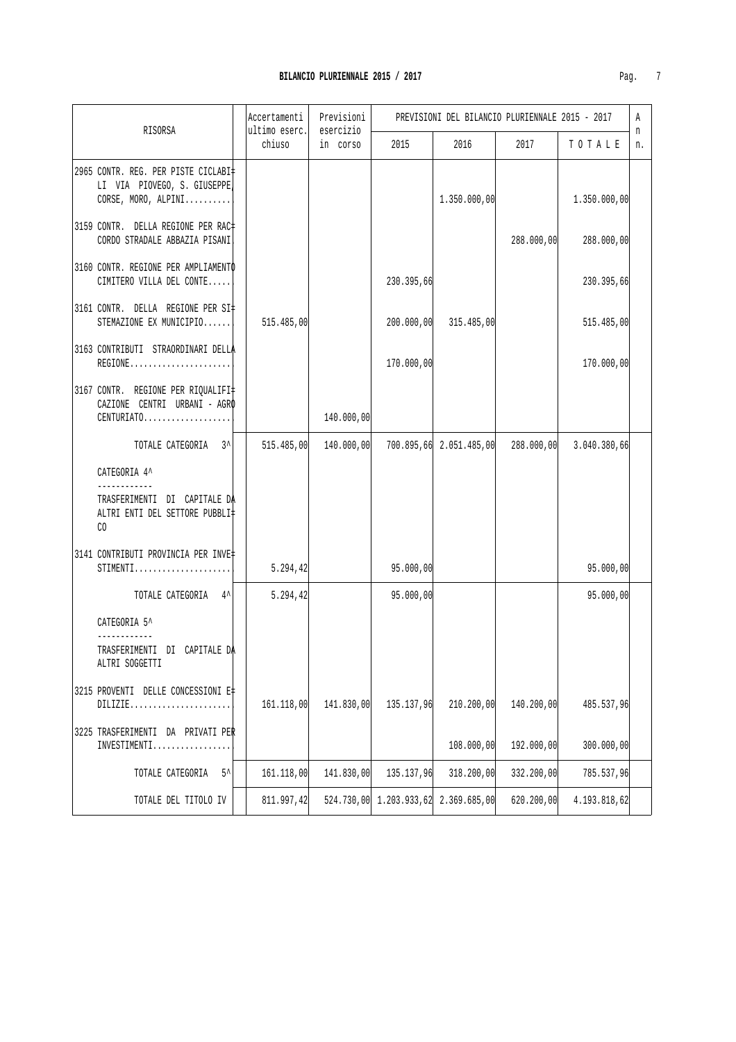**BILANCIO PLURIENNALE 2015 / 2017**

| RISORSA | Accertamenti ultimo eserc. chiuso | Previsioni esercizio in corso | PREVISIONI DEL BILANCIO PLURIENNALE 2015 - 2017 | | | | An n. |
|---|---|---|---|---|---|---|---|
| | | | 2015 | 2016 | 2017 | T O T A L E | |
| 2965 CONTR. REG. PER PISTE CICLABILI VIA PIOVEGO, S. GIUSEPPE, CORSE, MORO, ALPINI.......... | | | | 1.350.000,00 | | 1.350.000,00 | |
| 3159 CONTR. DELLA REGIONE PER RACCORDO STRADALE ABBAZIA PISANI | | | | | 288.000,00 | 288.000,00 | |
| 3160 CONTR. REGIONE PER AMPLIAMENTO CIMITERO VILLA DEL CONTE..... | | | 230.395,66 | | | 230.395,66 | |
| 3161 CONTR. DELLA REGIONE PER SISTEMAZIONE EX MUNICIPIO...... | 515.485,00 | | 200.000,00 | 315.485,00 | | 515.485,00 | |
| 3163 CONTRIBUTI STRAORDINARI DELLA REGIONE...................... | | | 170.000,00 | | | 170.000,00 | |
| 3167 CONTR. REGIONE PER RIQUALIFICAZIONE CENTRI URBANI - AGRO CENTURIATO................... | | 140.000,00 | | | | | |
| TOTALE CATEGORIA 3^ | 515.485,00 | 140.000,00 | 700.895,66 | 2.051.485,00 | 288.000,00 | 3.040.380,66 | |
| CATEGORIA 4^<br>------------<br>TRASFERIMENTI DI CAPITALE DA ALTRI ENTI DEL SETTORE PUBBLICO | | | | | | | |
| 3141 CONTRIBUTI PROVINCIA PER INVESTIMENTI..................... | 5.294,42 | | 95.000,00 | | | 95.000,00 | |
| TOTALE CATEGORIA 4^ | 5.294,42 | | 95.000,00 | | | 95.000,00 | |
| CATEGORIA 5^<br>------------<br>TRASFERIMENTI DI CAPITALE DA ALTRI SOGGETTI | | | | | | | |
| 3215 PROVENTI DELLE CONCESSIONI EDILIZIE...................... | 161.118,00 | 141.830,00 | 135.137,96 | 210.200,00 | 140.200,00 | 485.537,96 | |
| 3225 TRASFERIMENTI DA PRIVATI PER INVESTIMENTI................. | | | | 108.000,00 | 192.000,00 | 300.000,00 | |
| TOTALE CATEGORIA 5^ | 161.118,00 | 141.830,00 | 135.137,96 | 318.200,00 | 332.200,00 | 785.537,96 | |
| TOTALE DEL TITOLO IV | 811.997,42 | 524.730,00 | 1.203.933,62 | 2.369.685,00 | 620.200,00 | 4.193.818,62 | |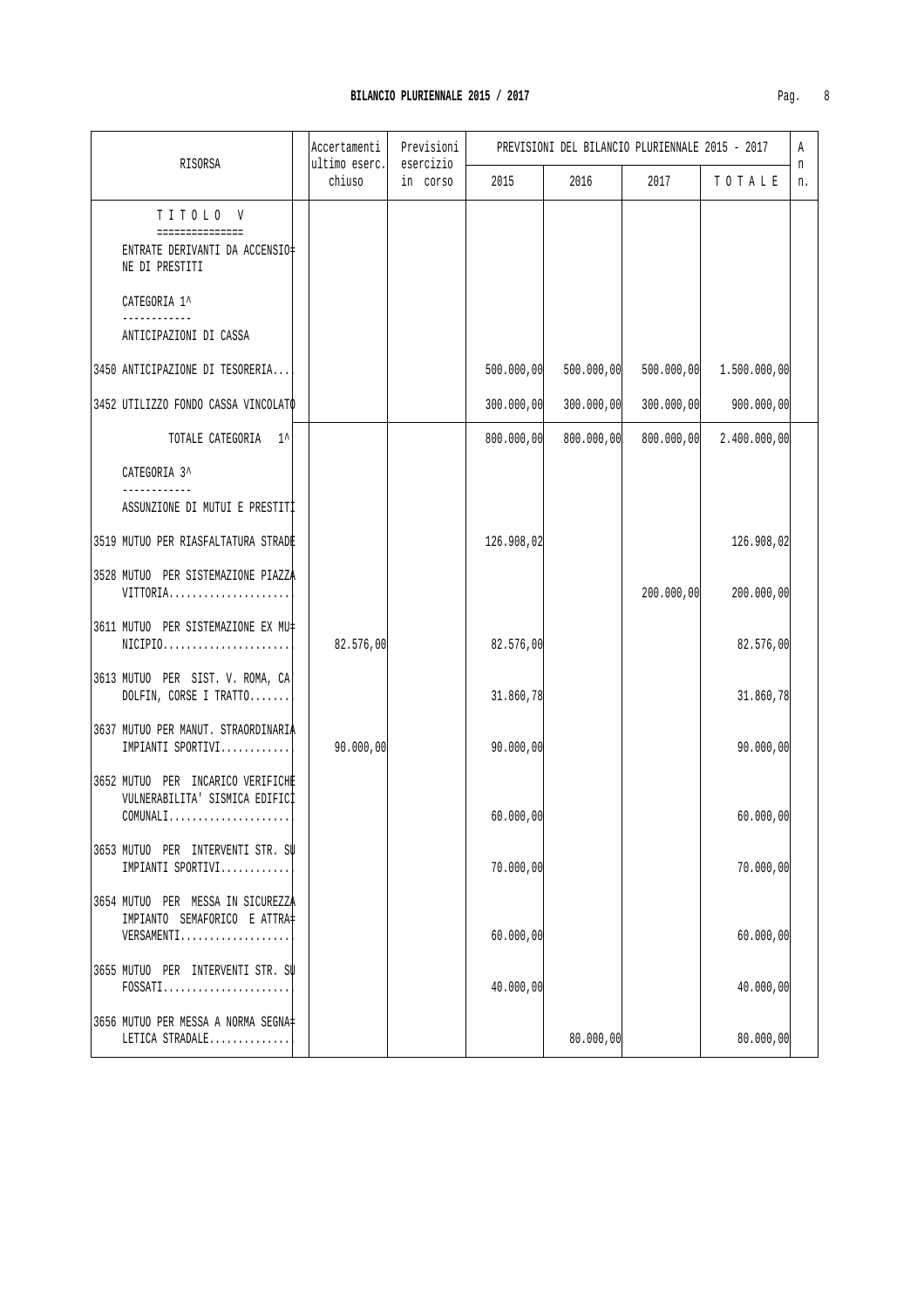## BILANCIO PLURIENNALE 2015 / 2017

| RISORSA | Accertamenti ultimo eserc. chiuso | Previsioni esercizio in corso | PREVISIONI DEL BILANCIO PLURIENNALE 2015 - 2017 | | | | An n. |
|---|---|---|---|---|---|---|---|
| | | | 2015 | 2016 | 2017 | TOTALE | |
| **TITOLO V** ENTRATE DERIVANTI DA ACCENSIONE DI PRESTITI | | | | | | | |
| CATEGORIA 1^ ANTICIPAZIONI DI CASSA | | | | | | | |
| 3450 ANTICIPAZIONE DI TESORERIA... | | | 500.000,00 | 500.000,00 | 500.000,00 | 1.500.000,00 | |
| 3452 UTILIZZO FONDO CASSA VINCOLATO | | | 300.000,00 | 300.000,00 | 300.000,00 | 900.000,00 | |
| TOTALE CATEGORIA 1^ | | | 800.000,00 | 800.000,00 | 800.000,00 | 2.400.000,00 | |
| CATEGORIA 3^ ASSUNZIONE DI MUTUI E PRESTITI | | | | | | | |
| 3519 MUTUO PER RIASFALTATURA STRADE | | | 126.908,02 | | | 126.908,02 | |
| 3528 MUTUO PER SISTEMAZIONE PIAZZA VITTORIA..................... | | | | | 200.000,00 | 200.000,00 | |
| 3611 MUTUO PER SISTEMAZIONE EX MUNICIPIO...................... | 82.576,00 | | 82.576,00 | | | 82.576,00 | |
| 3613 MUTUO PER SIST. V. ROMA, CA' DOLFIN, CORSE I TRATTO....... | | | 31.860,78 | | | 31.860,78 | |
| 3637 MUTUO PER MANUT. STRAORDINARIA IMPIANTI SPORTIVI............ | 90.000,00 | | 90.000,00 | | | 90.000,00 | |
| 3652 MUTUO PER INCARICO VERIFICHE VULNERABILITA' SISMICA EDIFICI COMUNALI..................... | | | 60.000,00 | | | 60.000,00 | |
| 3653 MUTUO PER INTERVENTI STR. SU IMPIANTI SPORTIVI............ | | | 70.000,00 | | | 70.000,00 | |
| 3654 MUTUO PER MESSA IN SICUREZZA IMPIANTO SEMAFORICO E ATTRAVERSAMENTI................... | | | 60.000,00 | | | 60.000,00 | |
| 3655 MUTUO PER INTERVENTI STR. SU FOSSATI...................... | | | 40.000,00 | | | 40.000,00 | |
| 3656 MUTUO PER MESSA A NORMA SEGNALETICA STRADALE.............. | | | | 80.000,00 | | 80.000,00 | |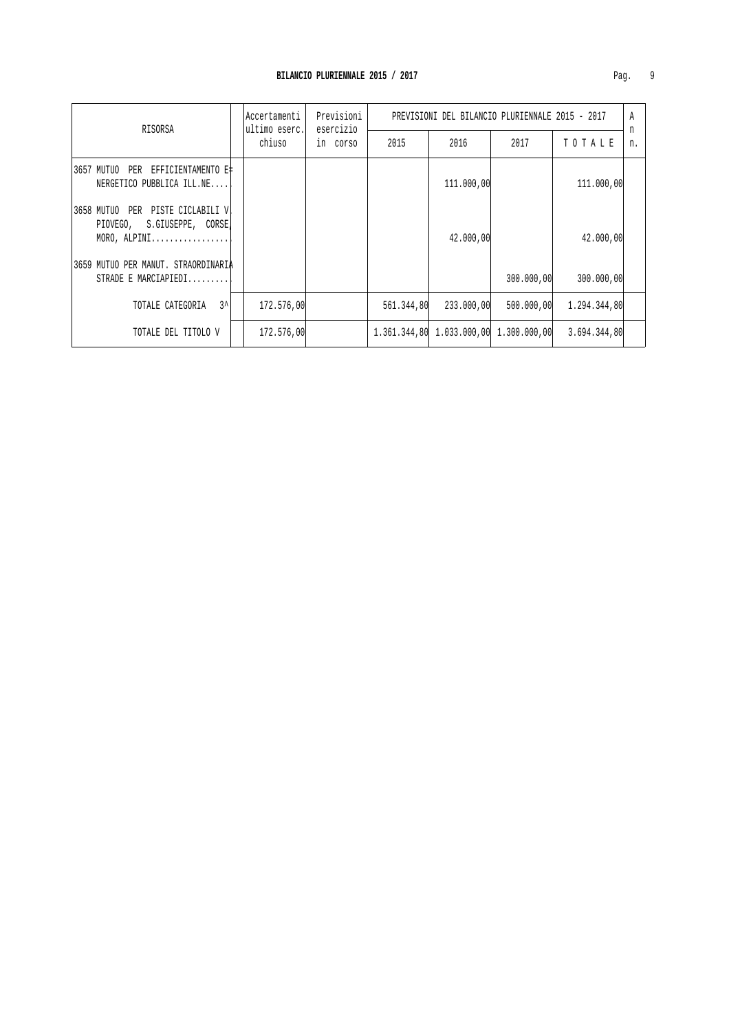# BILANCIO PLURIENNALE 2015 / 2017

| RISORSA | Accertamenti ultimo eserc. chiuso | Previsioni esercizio in corso | PREVISIONI DEL BILANCIO PLURIENNALE 2015 - 2017 | | | | An n. |
|---|---|---|---|---|---|---|---|
| | | | 2015 | 2016 | 2017 | T O T A L E | |
| 3657 MUTUO PER EFFICIENTAMENTO E= NERGETICO PUBBLICA ILL.NE.... | | | | 111.000,00 | | 111.000,00 | |
| 3658 MUTUO PER PISTE CICLABILI V. PIOVEGO, S.GIUSEPPE, CORSE, MORO, ALPINI................. | | | | 42.000,00 | | 42.000,00 | |
| 3659 MUTUO PER MANUT. STRAORDINARIA STRADE E MARCIAPIEDI......... | | | | | 300.000,00 | 300.000,00 | |
| TOTALE CATEGORIA 3^ | 172.576,00 | | 561.344,80 | 233.000,00 | 500.000,00 | 1.294.344,80 | |
| TOTALE DEL TITOLO V | 172.576,00 | | 1.361.344,80 | 1.033.000,00 | 1.300.000,00 | 3.694.344,80 | |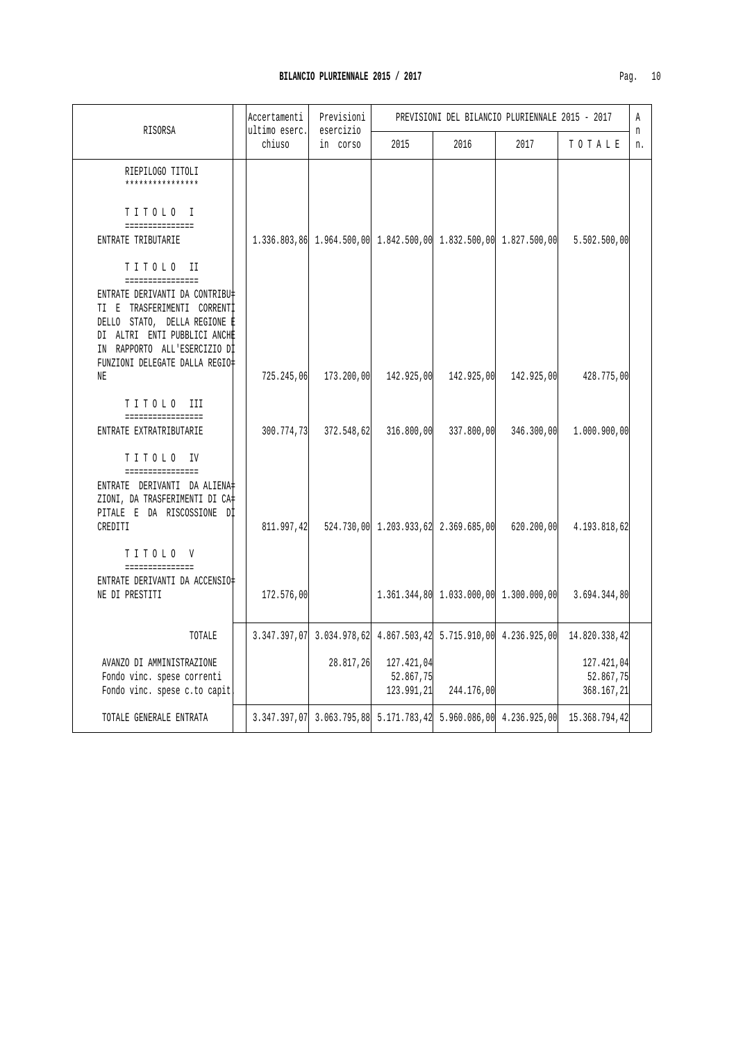## BILANCIO PLURIENNALE 2015 / 2017

| RISORSA | Accertamenti ultimo eserc. chiuso | Previsioni esercizio in corso | PREVISIONI DEL BILANCIO PLURIENNALE 2015 - 2017 | | | | An n. |
|---|---|---|---|---|---|---|---|
| | | | 2015 | 2016 | 2017 | T O T A L E | |
| RIEPILOGO TITOLI<br>**************** | | | | | | | |
| T I T O L O I<br>=============== | | | | | | | |
| ENTRATE TRIBUTARIE | 1.336.803,86 | 1.964.500,00 | 1.842.500,00 | 1.832.500,00 | 1.827.500,00 | 5.502.500,00 | |
| T I T O L O II<br>================ | | | | | | | |
| ENTRATE DERIVANTI DA CONTRIBUTI E TRASFERIMENTI CORRENTI DELLO STATO, DELLA REGIONE E DI ALTRI ENTI PUBBLICI ANCHE IN RAPPORTO ALL'ESERCIZIO DI FUNZIONI DELEGATE DALLA REGIONE | 725.245,06 | 173.200,00 | 142.925,00 | 142.925,00 | 142.925,00 | 428.775,00 | |
| T I T O L O III<br>================= | | | | | | | |
| ENTRATE EXTRATRIBUTARIE | 300.774,73 | 372.548,62 | 316.800,00 | 337.800,00 | 346.300,00 | 1.000.900,00 | |
| T I T O L O IV<br>================ | | | | | | | |
| ENTRATE DERIVANTI DA ALIENAZIONI, DA TRASFERIMENTI DI CAPITALE E DA RISCOSSIONE DI CREDITI | 811.997,42 | 524.730,00 | 1.203.933,62 | 2.369.685,00 | 620.200,00 | 4.193.818,62 | |
| T I T O L O V<br>=============== | | | | | | | |
| ENTRATE DERIVANTI DA ACCENSIONE DI PRESTITI | 172.576,00 | | 1.361.344,80 | 1.033.000,00 | 1.300.000,00 | 3.694.344,80 | |
| TOTALE | 3.347.397,07 | 3.034.978,62 | 4.867.503,42 | 5.715.910,00 | 4.236.925,00 | 14.820.338,42 | |
| AVANZO DI AMMINISTRAZIONE | | 28.817,26 | 127.421,04 | | | 127.421,04 | |
| Fondo vinc. spese correnti | | | 52.867,75 | | | 52.867,75 | |
| Fondo vinc. spese c.to capit. | | | 123.991,21 | 244.176,00 | | 368.167,21 | |
| TOTALE GENERALE ENTRATA | 3.347.397,07 | 3.063.795,88 | 5.171.783,42 | 5.960.086,00 | 4.236.925,00 | 15.368.794,42 | |